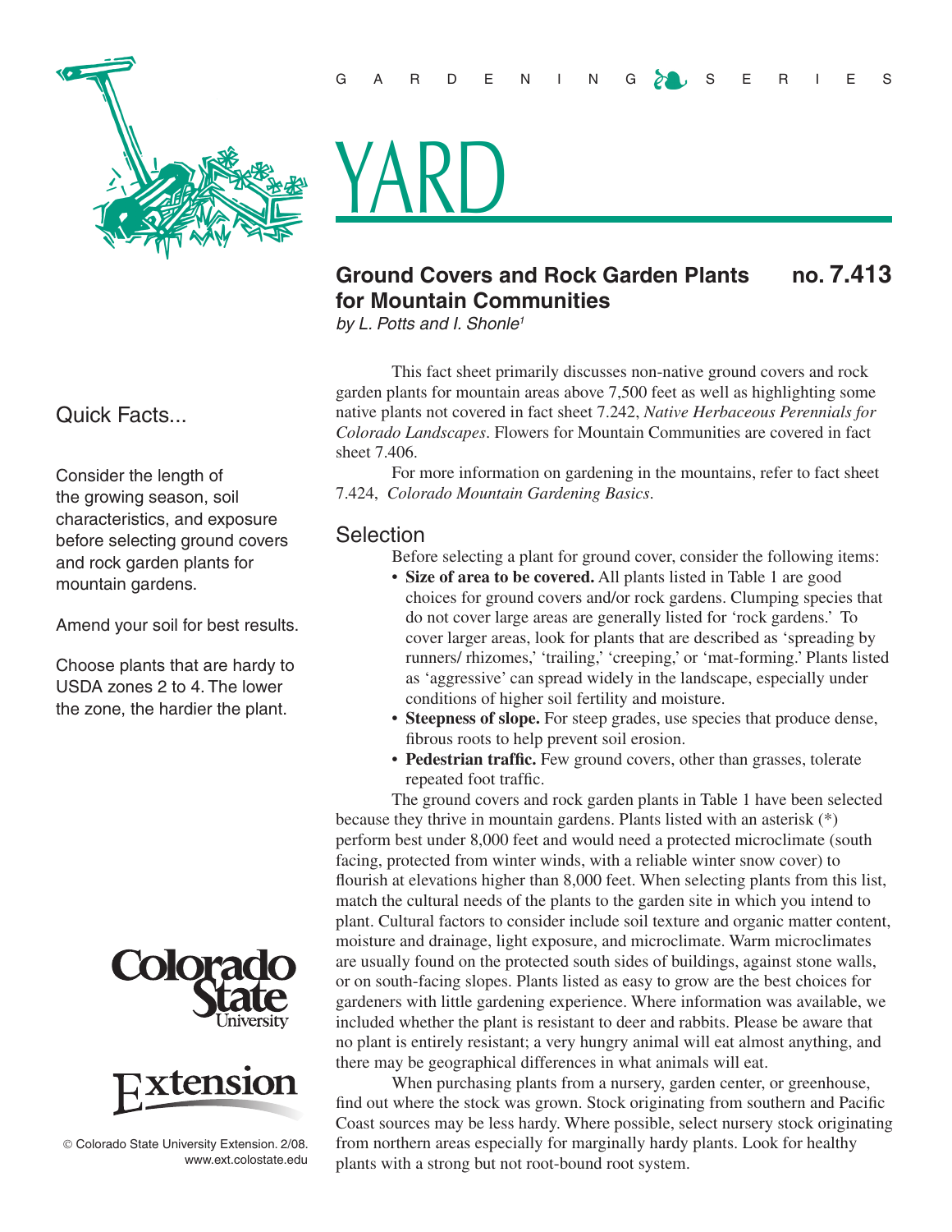GARDENING SERIES

# YARD

## Ground Covers and Rock Garden Plants for Mountain Communities — no. 7.413

*by L. Potts and I. Shonle[1]*

### Quick Facts...

Consider the length of the growing season, soil characteristics, and exposure before selecting ground covers and rock garden plants for mountain gardens.

Amend your soil for best results.

Choose plants that are hardy to USDA zones 2 to 4. The lower the zone, the hardier the plant.

© Colorado State University Extension. 2/08.
www.ext.colostate.edu

This fact sheet primarily discusses non-native ground covers and rock garden plants for mountain areas above 7,500 feet as well as highlighting some native plants not covered in fact sheet 7.242, *Native Herbaceous Perennials for Colorado Landscapes*. Flowers for Mountain Communities are covered in fact sheet 7.406.

For more information on gardening in the mountains, refer to fact sheet 7.424, *Colorado Mountain Gardening Basics*.

## Selection

Before selecting a plant for ground cover, consider the following items:

- **Size of area to be covered.** All plants listed in Table 1 are good choices for ground covers and/or rock gardens. Clumping species that do not cover large areas are generally listed for 'rock gardens.' To cover larger areas, look for plants that are described as 'spreading by runners/ rhizomes,' 'trailing,' 'creeping,' or 'mat-forming.' Plants listed as 'aggressive' can spread widely in the landscape, especially under conditions of higher soil fertility and moisture.
- **Steepness of slope.** For steep grades, use species that produce dense, fibrous roots to help prevent soil erosion.
- **Pedestrian traffic.** Few ground covers, other than grasses, tolerate repeated foot traffic.

The ground covers and rock garden plants in Table 1 have been selected because they thrive in mountain gardens. Plants listed with an asterisk (*) perform best under 8,000 feet and would need a protected microclimate (south facing, protected from winter winds, with a reliable winter snow cover) to flourish at elevations higher than 8,000 feet. When selecting plants from this list, match the cultural needs of the plants to the garden site in which you intend to plant. Cultural factors to consider include soil texture and organic matter content, moisture and drainage, light exposure, and microclimate. Warm microclimates are usually found on the protected south sides of buildings, against stone walls, or on south-facing slopes. Plants listed as easy to grow are the best choices for gardeners with little gardening experience. Where information was available, we included whether the plant is resistant to deer and rabbits. Please be aware that no plant is entirely resistant; a very hungry animal will eat almost anything, and there may be geographical differences in what animals will eat.

When purchasing plants from a nursery, garden center, or greenhouse, find out where the stock was grown. Stock originating from southern and Pacific Coast sources may be less hardy. Where possible, select nursery stock originating from northern areas especially for marginally hardy plants. Look for healthy plants with a strong but not root-bound root system.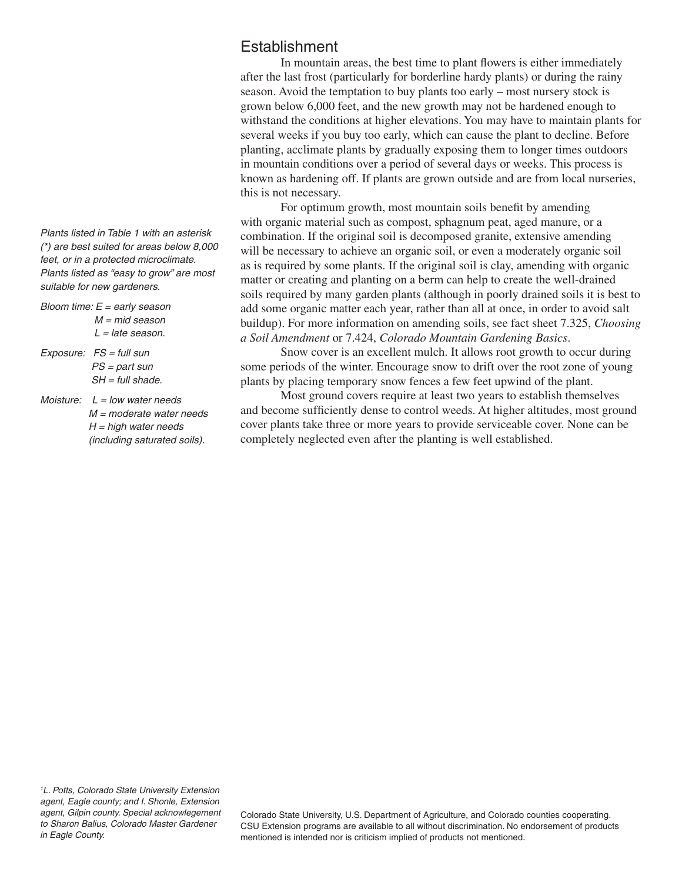## Establishment

In mountain areas, the best time to plant flowers is either immediately after the last frost (particularly for borderline hardy plants) or during the rainy season. Avoid the temptation to buy plants too early – most nursery stock is grown below 6,000 feet, and the new growth may not be hardened enough to withstand the conditions at higher elevations. You may have to maintain plants for several weeks if you buy too early, which can cause the plant to decline. Before planting, acclimate plants by gradually exposing them to longer times outdoors in mountain conditions over a period of several days or weeks. This process is known as hardening off. If plants are grown outside and are from local nurseries, this is not necessary.

For optimum growth, most mountain soils benefit by amending with organic material such as compost, sphagnum peat, aged manure, or a combination. If the original soil is decomposed granite, extensive amending will be necessary to achieve an organic soil, or even a moderately organic soil as is required by some plants. If the original soil is clay, amending with organic matter or creating and planting on a berm can help to create the well-drained soils required by many garden plants (although in poorly drained soils it is best to add some organic matter each year, rather than all at once, in order to avoid salt buildup). For more information on amending soils, see fact sheet 7.325, *Choosing a Soil Amendment* or 7.424, *Colorado Mountain Gardening Basics*.

Snow cover is an excellent mulch. It allows root growth to occur during some periods of the winter. Encourage snow to drift over the root zone of young plants by placing temporary snow fences a few feet upwind of the plant.

Most ground covers require at least two years to establish themselves and become sufficiently dense to control weeds. At higher altitudes, most ground cover plants take three or more years to provide serviceable cover. None can be completely neglected even after the planting is well established.

*Plants listed in Table 1 with an asterisk (*) are best suited for areas below 8,000 feet, or in a protected microclimate. Plants listed as "easy to grow" are most suitable for new gardeners.*

*Bloom time: E = early season*
*M = mid season*
*L = late season.*

*Exposure: FS = full sun*
*PS = part sun*
*SH = full shade.*

*Moisture: L = low water needs*
*M = moderate water needs*
*H = high water needs (including saturated soils).*

[1]*L. Potts, Colorado State University Extension agent, Eagle county; and I. Shonle, Extension agent, Gilpin county. Special acknowlegement to Sharon Balius, Colorado Master Gardener in Eagle County.*

Colorado State University, U.S. Department of Agriculture, and Colorado counties cooperating. CSU Extension programs are available to all without discrimination. No endorsement of products mentioned is intended nor is criticism implied of products not mentioned.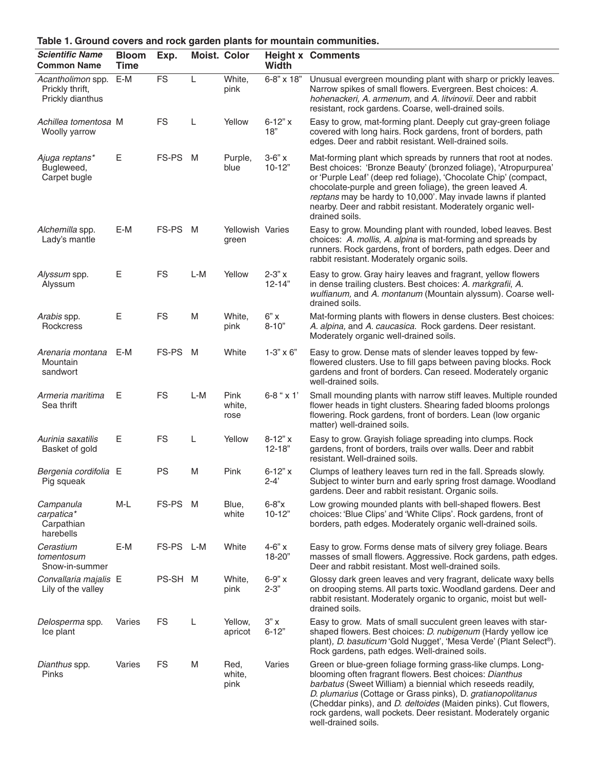**Table 1. Ground covers and rock garden plants for mountain communities.**

| *Scientific Name* Common Name | Bloom Time | Exp. | Moist. | Color | Height x Width | Comments |
|---|---|---|---|---|---|---|
| *Acantholimon* spp. Prickly thrift, Prickly dianthus | E-M | FS | L | White, pink | 6-8" x 18" | Unusual evergreen mounding plant with sharp or prickly leaves. Narrow spikes of small flowers. Evergreen. Best choices: *A. hohenackeri, A. armenum,* and *A. litvinovii.* Deer and rabbit resistant, rock gardens. Coarse, well-drained soils. |
| *Achillea tomentosa* Woolly yarrow | M | FS | L | Yellow | 6-12" x 18" | Easy to grow, mat-forming plant. Deeply cut gray-green foliage covered with long hairs. Rock gardens, front of borders, path edges. Deer and rabbit resistant. Well-drained soils. |
| *Ajuga reptans** Bugleweed, Carpet bugle | E | FS-PS | M | Purple, blue | 3-6" x 10-12" | Mat-forming plant which spreads by runners that root at nodes. Best choices: 'Bronze Beauty' (bronzed foliage), 'Atropurpurea' or 'Purple Leaf' (deep red foliage), 'Chocolate Chip' (compact, chocolate-purple and green foliage), the green leaved *A. reptans* may be hardy to 10,000'. May invade lawns if planted nearby. Deer and rabbit resistant. Moderately organic well-drained soils. |
| *Alchemilla* spp. Lady's mantle | E-M | FS-PS | M | Yellowish green | Varies | Easy to grow. Mounding plant with rounded, lobed leaves. Best choices: *A. mollis*, *A. alpina* is mat-forming and spreads by runners. Rock gardens, front of borders, path edges. Deer and rabbit resistant. Moderately organic soils. |
| *Alyssum* spp. Alyssum | E | FS | L-M | Yellow | 2-3" x 12-14" | Easy to grow. Gray hairy leaves and fragrant, yellow flowers in dense trailing clusters. Best choices: *A. markgrafii*, *A. wulfianum,* and *A. montanum* (Mountain alyssum). Coarse well-drained soils. |
| *Arabis* spp. Rockcress | E | FS | M | White, pink | 6" x 8-10" | Mat-forming plants with flowers in dense clusters. Best choices: *A. alpina,* and *A. caucasica.* Rock gardens. Deer resistant. Moderately organic well-drained soils. |
| *Arenaria montana* Mountain sandwort | E-M | FS-PS | M | White | 1-3" x 6" | Easy to grow. Dense mats of slender leaves topped by few-flowered clusters. Use to fill gaps between paving blocks. Rock gardens and front of borders. Can reseed. Moderately organic well-drained soils. |
| *Armeria maritima* Sea thrift | E | FS | L-M | Pink white, rose | 6-8 " x 1' | Small mounding plants with narrow stiff leaves. Multiple rounded flower heads in tight clusters. Shearing faded blooms prolongs flowering. Rock gardens, front of borders. Lean (low organic matter) well-drained soils. |
| *Aurinia saxatilis* Basket of gold | E | FS | L | Yellow | 8-12" x 12-18" | Easy to grow. Grayish foliage spreading into clumps. Rock gardens, front of borders, trails over walls. Deer and rabbit resistant. Well-drained soils. |
| *Bergenia cordifolia* Pig squeak | E | PS | M | Pink | 6-12" x 2-4' | Clumps of leathery leaves turn red in the fall. Spreads slowly. Subject to winter burn and early spring frost damage. Woodland gardens. Deer and rabbit resistant. Organic soils. |
| *Campanula carpatica** Carpathian harebells | M-L | FS-PS | M | Blue, white | 6-8"x 10-12" | Low growing mounded plants with bell-shaped flowers. Best choices: 'Blue Clips' and 'White Clips'. Rock gardens, front of borders, path edges. Moderately organic well-drained soils. |
| *Cerastium tomentosum* Snow-in-summer | E-M | FS-PS | L-M | White | 4-6" x 18-20" | Easy to grow. Forms dense mats of silvery grey foliage. Bears masses of small flowers. Aggressive. Rock gardens, path edges. Deer and rabbit resistant. Most well-drained soils. |
| *Convallaria majalis* Lily of the valley | E | PS-SH | M | White, pink | 6-9" x 2-3" | Glossy dark green leaves and very fragrant, delicate waxy bells on drooping stems. All parts toxic. Woodland gardens. Deer and rabbit resistant. Moderately organic to organic, moist but well-drained soils. |
| *Delosperma* spp. Ice plant | Varies | FS | L | Yellow, apricot | 3" x 6-12" | Easy to grow. Mats of small succulent green leaves with star-shaped flowers. Best choices: *D. nubigenum* (Hardy yellow ice plant), *D. basuticum* 'Gold Nugget', 'Mesa Verde' (Plant Select®). Rock gardens, path edges. Well-drained soils. |
| *Dianthus* spp. Pinks | Varies | FS | M | Red, white, pink | Varies | Green or blue-green foliage forming grass-like clumps. Long-blooming often fragrant flowers. Best choices: *Dianthus barbatus* (Sweet William) a biennial which reseeds readily, *D. plumarius* (Cottage or Grass pinks), D. *gratianopolitanus* (Cheddar pinks), and *D. deltoides* (Maiden pinks). Cut flowers, rock gardens, wall pockets. Deer resistant. Moderately organic well-drained soils. |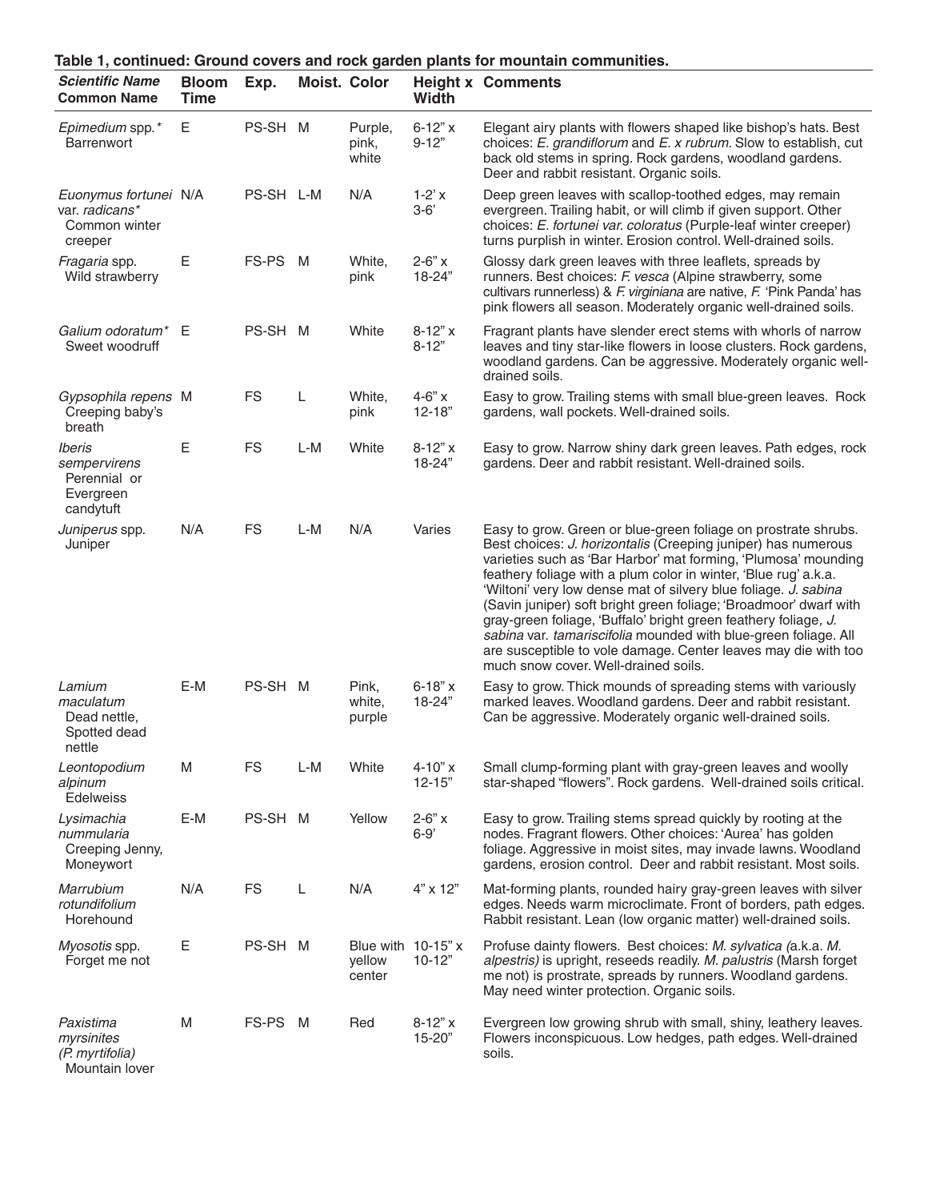**Table 1, continued: Ground covers and rock garden plants for mountain communities.**

| *Scientific Name* Common Name | Bloom Time | Exp. | Moist. | Color | Height x Width | Comments |
|---|---|---|---|---|---|---|
| *Epimedium* spp.* Barrenwort | E | PS-SH | M | Purple, pink, white | 6-12" x 9-12" | Elegant airy plants with flowers shaped like bishop's hats. Best choices: *E. grandiflorum* and *E. x rubrum.* Slow to establish, cut back old stems in spring. Rock gardens, woodland gardens. Deer and rabbit resistant. Organic soils. |
| *Euonymus fortunei* var. *radicans** Common winter creeper | N/A | PS-SH | L-M | N/A | 1-2' x 3-6' | Deep green leaves with scallop-toothed edges, may remain evergreen. Trailing habit, or will climb if given support. Other choices: *E. fortunei var. coloratus* (Purple-leaf winter creeper) turns purplish in winter. Erosion control. Well-drained soils. |
| *Fragaria* spp. Wild strawberry | E | FS-PS | M | White, pink | 2-6" x 18-24" | Glossy dark green leaves with three leaflets, spreads by runners. Best choices: *F. vesca* (Alpine strawberry, some cultivars runnerless) & *F. virginiana* are native, *F.* 'Pink Panda' has pink flowers all season. Moderately organic well-drained soils. |
| *Galium odoratum** Sweet woodruff | E | PS-SH | M | White | 8-12" x 8-12" | Fragrant plants have slender erect stems with whorls of narrow leaves and tiny star-like flowers in loose clusters. Rock gardens, woodland gardens. Can be aggressive. Moderately organic well-drained soils. |
| *Gypsophila repens* Creeping baby's breath | M | FS | L | White, pink | 4-6" x 12-18" | Easy to grow. Trailing stems with small blue-green leaves. Rock gardens, wall pockets. Well-drained soils. |
| *Iberis sempervirens* Perennial or Evergreen candytuft | E | FS | L-M | White | 8-12" x 18-24" | Easy to grow. Narrow shiny dark green leaves. Path edges, rock gardens. Deer and rabbit resistant. Well-drained soils. |
| *Juniperus* spp. Juniper | N/A | FS | L-M | N/A | Varies | Easy to grow. Green or blue-green foliage on prostrate shrubs. Best choices: *J. horizontalis* (Creeping juniper) has numerous varieties such as 'Bar Harbor' mat forming, 'Plumosa' mounding feathery foliage with a plum color in winter, 'Blue rug' a.k.a. 'Wiltoni' very low dense mat of silvery blue foliage. *J. sabina* (Savin juniper) soft bright green foliage; 'Broadmoor' dwarf with gray-green foliage, 'Buffalo' bright green feathery foliage, *J. sabina* var. *tamariscifolia* mounded with blue-green foliage. All are susceptible to vole damage. Center leaves may die with too much snow cover. Well-drained soils. |
| *Lamium maculatum* Dead nettle, Spotted dead nettle | E-M | PS-SH | M | Pink, white, purple | 6-18" x 18-24" | Easy to grow. Thick mounds of spreading stems with variously marked leaves. Woodland gardens. Deer and rabbit resistant. Can be aggressive. Moderately organic well-drained soils. |
| *Leontopodium alpinum* Edelweiss | M | FS | L-M | White | 4-10" x 12-15" | Small clump-forming plant with gray-green leaves and woolly star-shaped "flowers". Rock gardens. Well-drained soils critical. |
| *Lysimachia nummularia* Creeping Jenny, Moneywort | E-M | PS-SH | M | Yellow | 2-6" x 6-9' | Easy to grow. Trailing stems spread quickly by rooting at the nodes. Fragrant flowers. Other choices: 'Aurea' has golden foliage. Aggressive in moist sites, may invade lawns. Woodland gardens, erosion control. Deer and rabbit resistant. Most soils. |
| *Marrubium rotundifolium* Horehound | N/A | FS | L | N/A | 4" x 12" | Mat-forming plants, rounded hairy gray-green leaves with silver edges. Needs warm microclimate. Front of borders, path edges. Rabbit resistant. Lean (low organic matter) well-drained soils. |
| *Myosotis* spp. Forget me not | E | PS-SH | M | Blue with yellow center | 10-15" x 10-12" | Profuse dainty flowers. Best choices: *M. sylvatica (*a.k.a. *M. alpestris)* is upright, reseeds readily. *M. palustris* (Marsh forget me not) is prostrate, spreads by runners. Woodland gardens. May need winter protection. Organic soils. |
| *Paxistima myrsinites (P. myrtifolia)* Mountain lover | M | FS-PS | M | Red | 8-12" x 15-20" | Evergreen low growing shrub with small, shiny, leathery leaves. Flowers inconspicuous. Low hedges, path edges. Well-drained soils. |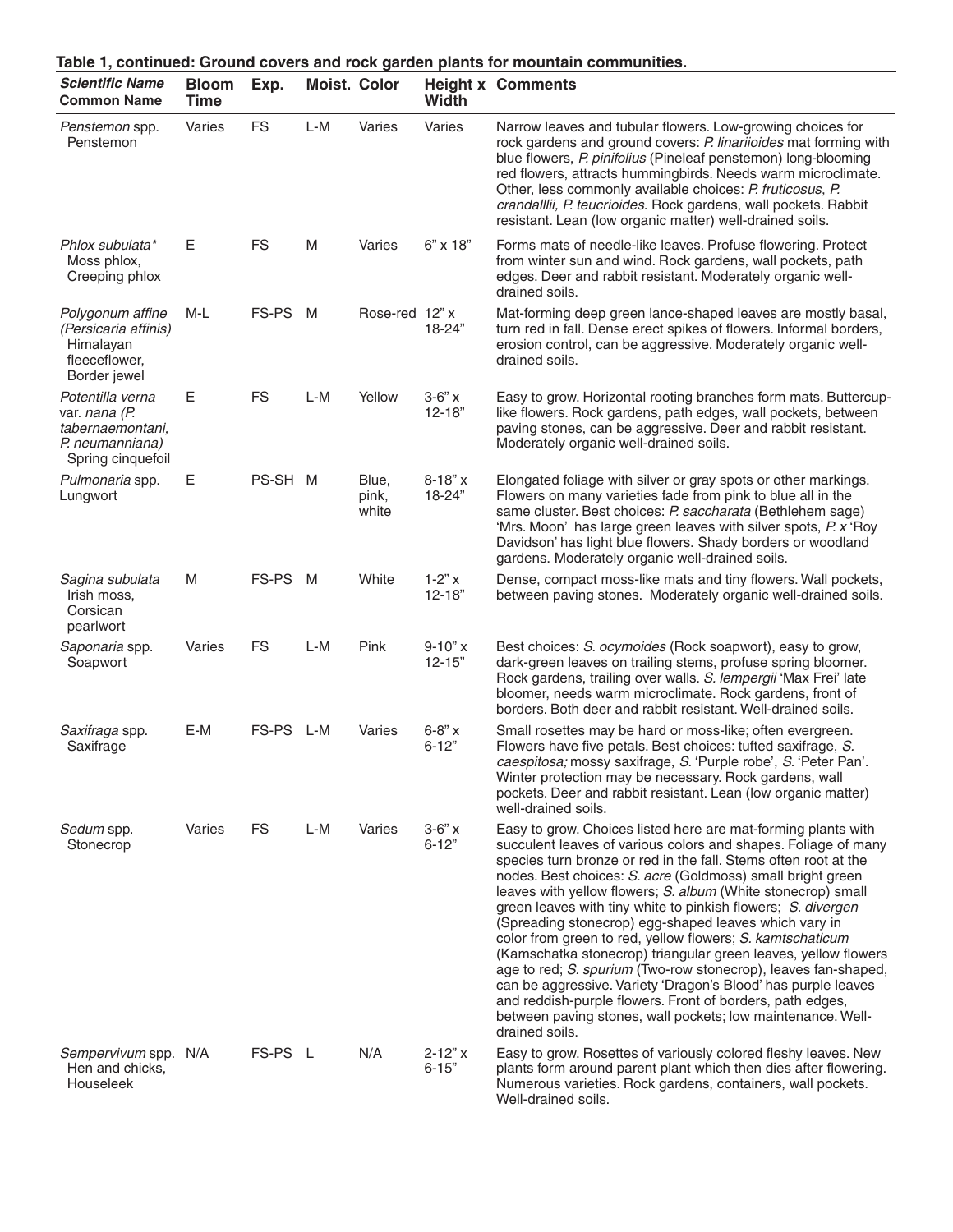**Table 1, continued: Ground covers and rock garden plants for mountain communities.**

| *Scientific Name* Common Name | Bloom Time | Exp. | Moist. | Color | Height x Width | Comments |
|---|---|---|---|---|---|---|
| *Penstemon* spp. Penstemon | Varies | FS | L-M | Varies | Varies | Narrow leaves and tubular flowers. Low-growing choices for rock gardens and ground covers: *P. linarioides* mat forming with blue flowers, *P. pinifolius* (Pineleaf penstemon) long-blooming red flowers, attracts hummingbirds. Needs warm microclimate. Other, less commonly available choices: *P. fruticosus*, *P. crandalllii, P. teucrioides.* Rock gardens, wall pockets. Rabbit resistant. Lean (low organic matter) well-drained soils. |
| *Phlox subulata\** Moss phlox, Creeping phlox | E | FS | M | Varies | 6" x 18" | Forms mats of needle-like leaves. Profuse flowering. Protect from winter sun and wind. Rock gardens, wall pockets, path edges. Deer and rabbit resistant. Moderately organic well-drained soils. |
| *Polygonum affine (Persicaria affinis)* Himalayan fleeceflower, Border jewel | M-L | FS-PS | M | Rose-red | 12" x 18-24" | Mat-forming deep green lance-shaped leaves are mostly basal, turn red in fall. Dense erect spikes of flowers. Informal borders, erosion control, can be aggressive. Moderately organic well-drained soils. |
| *Potentilla verna* var. *nana (P. tabernaemontani, P. neumanniana)* Spring cinquefoil | E | FS | L-M | Yellow | 3-6" x 12-18" | Easy to grow. Horizontal rooting branches form mats. Buttercup-like flowers. Rock gardens, path edges, wall pockets, between paving stones, can be aggressive. Deer and rabbit resistant. Moderately organic well-drained soils. |
| *Pulmonaria* spp. Lungwort | E | PS-SH | M | Blue, pink, white | 8-18" x 18-24" | Elongated foliage with silver or gray spots or other markings. Flowers on many varieties fade from pink to blue all in the same cluster. Best choices: *P. saccharata* (Bethlehem sage) 'Mrs. Moon' has large green leaves with silver spots, *P. x* 'Roy Davidson' has light blue flowers. Shady borders or woodland gardens. Moderately organic well-drained soils. |
| *Sagina subulata* Irish moss, Corsican pearlwort | M | FS-PS | M | White | 1-2" x 12-18" | Dense, compact moss-like mats and tiny flowers. Wall pockets, between paving stones. Moderately organic well-drained soils. |
| *Saponaria* spp. Soapwort | Varies | FS | L-M | Pink | 9-10" x 12-15" | Best choices: *S. ocymoides* (Rock soapwort), easy to grow, dark-green leaves on trailing stems, profuse spring bloomer. Rock gardens, trailing over walls. *S. lempergii* 'Max Frei' late bloomer, needs warm microclimate. Rock gardens, front of borders. Both deer and rabbit resistant. Well-drained soils. |
| *Saxifraga* spp. Saxifrage | E-M | FS-PS | L-M | Varies | 6-8" x 6-12" | Small rosettes may be hard or moss-like; often evergreen. Flowers have five petals. Best choices: tufted saxifrage, *S. caespitosa;* mossy saxifrage, *S.* 'Purple robe', *S.* 'Peter Pan'. Winter protection may be necessary. Rock gardens, wall pockets. Deer and rabbit resistant. Lean (low organic matter) well-drained soils. |
| *Sedum* spp. Stonecrop | Varies | FS | L-M | Varies | 3-6" x 6-12" | Easy to grow. Choices listed here are mat-forming plants with succulent leaves of various colors and shapes. Foliage of many species turn bronze or red in the fall. Stems often root at the nodes. Best choices: *S. acre* (Goldmoss) small bright green leaves with yellow flowers; *S. album* (White stonecrop) small green leaves with tiny white to pinkish flowers; *S. divergen* (Spreading stonecrop) egg-shaped leaves which vary in color from green to red, yellow flowers; *S. kamtschaticum* (Kamschatka stonecrop) triangular green leaves, yellow flowers age to red; *S. spurium* (Two-row stonecrop), leaves fan-shaped, can be aggressive. Variety 'Dragon's Blood' has purple leaves and reddish-purple flowers. Front of borders, path edges, between paving stones, wall pockets; low maintenance. Well-drained soils. |
| *Sempervivum* spp. Hen and chicks, Houseleek | N/A | FS-PS | L | N/A | 2-12" x 6-15" | Easy to grow. Rosettes of variously colored fleshy leaves. New plants form around parent plant which then dies after flowering. Numerous varieties. Rock gardens, containers, wall pockets. Well-drained soils. |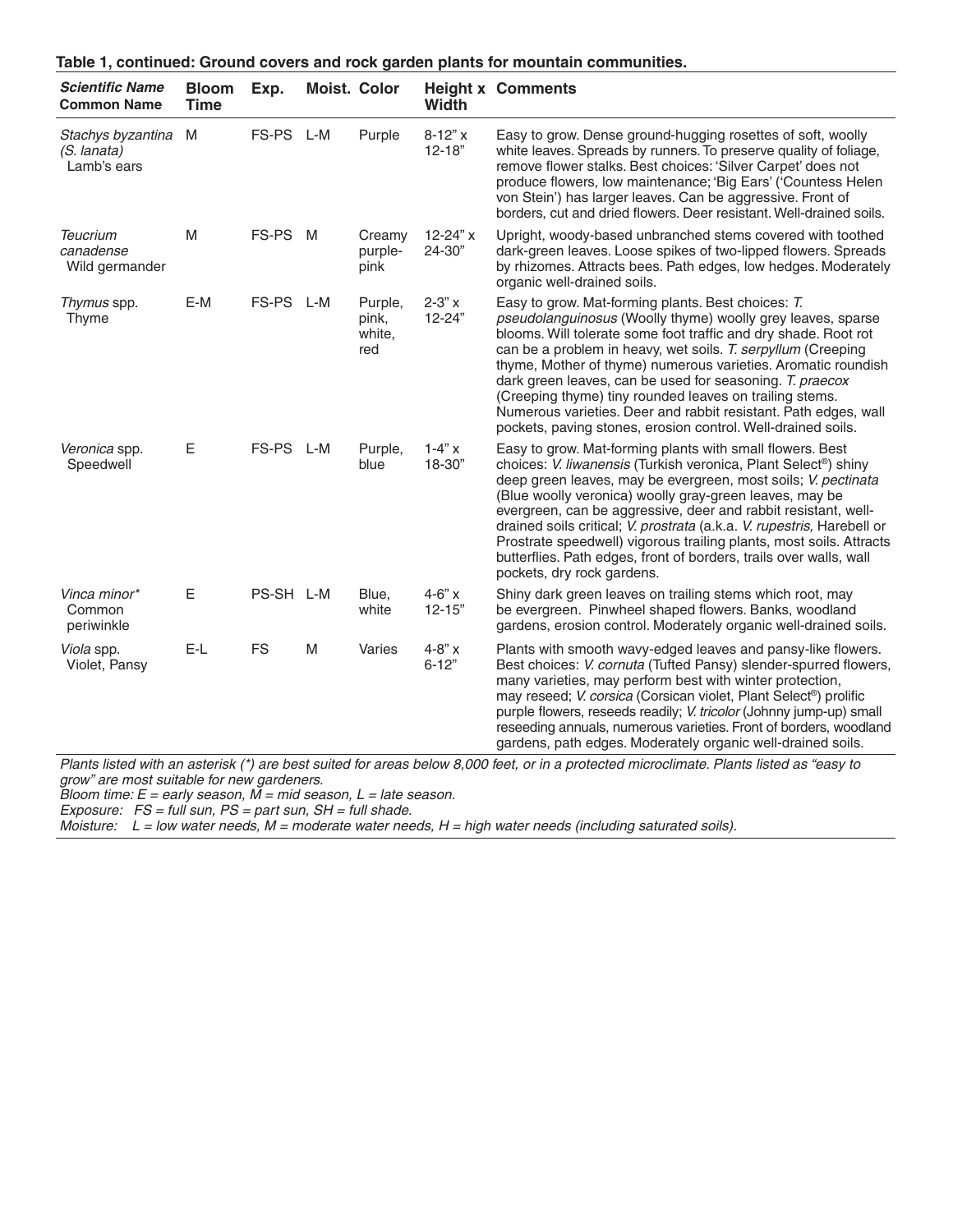**Table 1, continued: Ground covers and rock garden plants for mountain communities.**

| *Scientific Name* **Common Name** | Bloom Time | Exp. | Moist. | Color | Height x Width | Comments |
|---|---|---|---|---|---|---|
| *Stachys byzantina (S. lanata)* Lamb's ears | M | FS-PS | L-M | Purple | 8-12" x 12-18" | Easy to grow. Dense ground-hugging rosettes of soft, woolly white leaves. Spreads by runners. To preserve quality of foliage, remove flower stalks. Best choices: 'Silver Carpet' does not produce flowers, low maintenance; 'Big Ears' ('Countess Helen von Stein') has larger leaves. Can be aggressive. Front of borders, cut and dried flowers. Deer resistant. Well-drained soils. |
| *Teucrium canadense* Wild germander | M | FS-PS | M | Creamy purple-pink | 12-24" x 24-30" | Upright, woody-based unbranched stems covered with toothed dark-green leaves. Loose spikes of two-lipped flowers. Spreads by rhizomes. Attracts bees. Path edges, low hedges. Moderately organic well-drained soils. |
| *Thymus* spp. Thyme | E-M | FS-PS | L-M | Purple, pink, white, red | 2-3" x 12-24" | Easy to grow. Mat-forming plants. Best choices: *T. pseudolanguinosus* (Woolly thyme) woolly grey leaves, sparse blooms. Will tolerate some foot traffic and dry shade. Root rot can be a problem in heavy, wet soils. *T. serpyllum* (Creeping thyme, Mother of thyme) numerous varieties. Aromatic roundish dark green leaves, can be used for seasoning. *T. praecox* (Creeping thyme) tiny rounded leaves on trailing stems. Numerous varieties. Deer and rabbit resistant. Path edges, wall pockets, paving stones, erosion control. Well-drained soils. |
| *Veronica* spp. Speedwell | E | FS-PS | L-M | Purple, blue | 1-4" x 18-30" | Easy to grow. Mat-forming plants with small flowers. Best choices: *V. liwanensis* (Turkish veronica, Plant Select®) shiny deep green leaves, may be evergreen, most soils; *V. pectinata* (Blue woolly veronica) woolly gray-green leaves, may be evergreen, can be aggressive, deer and rabbit resistant, well-drained soils critical; *V. prostrata* (a.k.a. *V. rupestris,* Harebell or Prostrate speedwell) vigorous trailing plants, most soils. Attracts butterflies. Path edges, front of borders, trails over walls, wall pockets, dry rock gardens. |
| *Vinca minor\** Common periwinkle | E | PS-SH | L-M | Blue, white | 4-6" x 12-15" | Shiny dark green leaves on trailing stems which root, may be evergreen. Pinwheel shaped flowers. Banks, woodland gardens, erosion control. Moderately organic well-drained soils. |
| *Viola* spp. Violet, Pansy | E-L | FS | M | Varies | 4-8" x 6-12" | Plants with smooth wavy-edged leaves and pansy-like flowers. Best choices: *V. cornuta* (Tufted Pansy) slender-spurred flowers, many varieties, may perform best with winter protection, may reseed; *V. corsica* (Corsican violet, Plant Select®) prolific purple flowers, reseeds readily; *V. tricolor* (Johnny jump-up) small reseeding annuals, numerous varieties. Front of borders, woodland gardens, path edges. Moderately organic well-drained soils. |

*Plants listed with an asterisk (*) are best suited for areas below 8,000 feet, or in a protected microclimate. Plants listed as "easy to grow" are most suitable for new gardeners.*
*Bloom time: E = early season, M = mid season, L = late season.*
*Exposure: FS = full sun, PS = part sun, SH = full shade.*
*Moisture: L = low water needs, M = moderate water needs, H = high water needs (including saturated soils).*